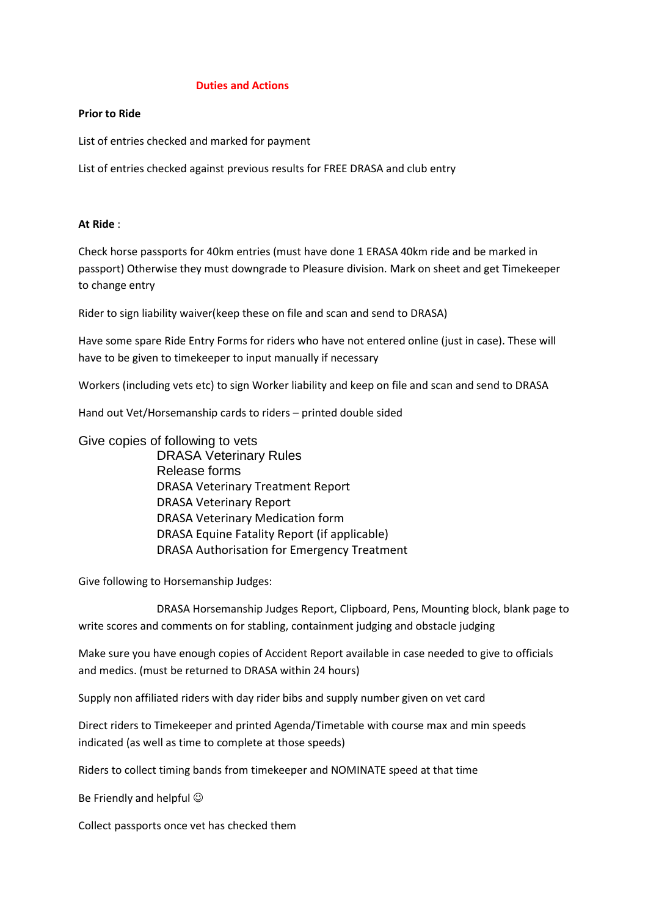# Duties and Actions

**Prior to Ride**

List of entries checked and marked for payment

List of entries checked against previous results for FREE DRASA and club entry

**At Ride** :

Check horse passports for 40km entries (must have done 1 ERASA 40km ride and be marked in passport) Otherwise they must downgrade to Pleasure division. Mark on sheet and get Timekeeper to change entry

Rider to sign liability waiver(keep these on file and scan and send to DRASA)

Have some spare Ride Entry Forms for riders who have not entered online (just in case). These will have to be given to timekeeper to input manually if necessary

Workers (including vets etc) to sign Worker liability and keep on file and scan and send to DRASA

Hand out Vet/Horsemanship cards to riders – printed double sided

Give copies of following to vets

- DRASA Veterinary Rules
- Release forms
- DRASA Veterinary Treatment Report
- DRASA Veterinary Report
- DRASA Veterinary Medication form
- DRASA Equine Fatality Report (if applicable)
- DRASA Authorisation for Emergency Treatment

Give following to Horsemanship Judges:

DRASA Horsemanship Judges Report, Clipboard, Pens, Mounting block, blank page to write scores and comments on for stabling, containment judging and obstacle judging

Make sure you have enough copies of Accident Report available in case needed to give to officials and medics. (must be returned to DRASA within 24 hours)

Supply non affiliated riders with day rider bibs and supply number given on vet card

Direct riders to Timekeeper and printed Agenda/Timetable with course max and min speeds indicated (as well as time to complete at those speeds)

Riders to collect timing bands from timekeeper and NOMINATE speed at that time

Be Friendly and helpful ☺

Collect passports once vet has checked them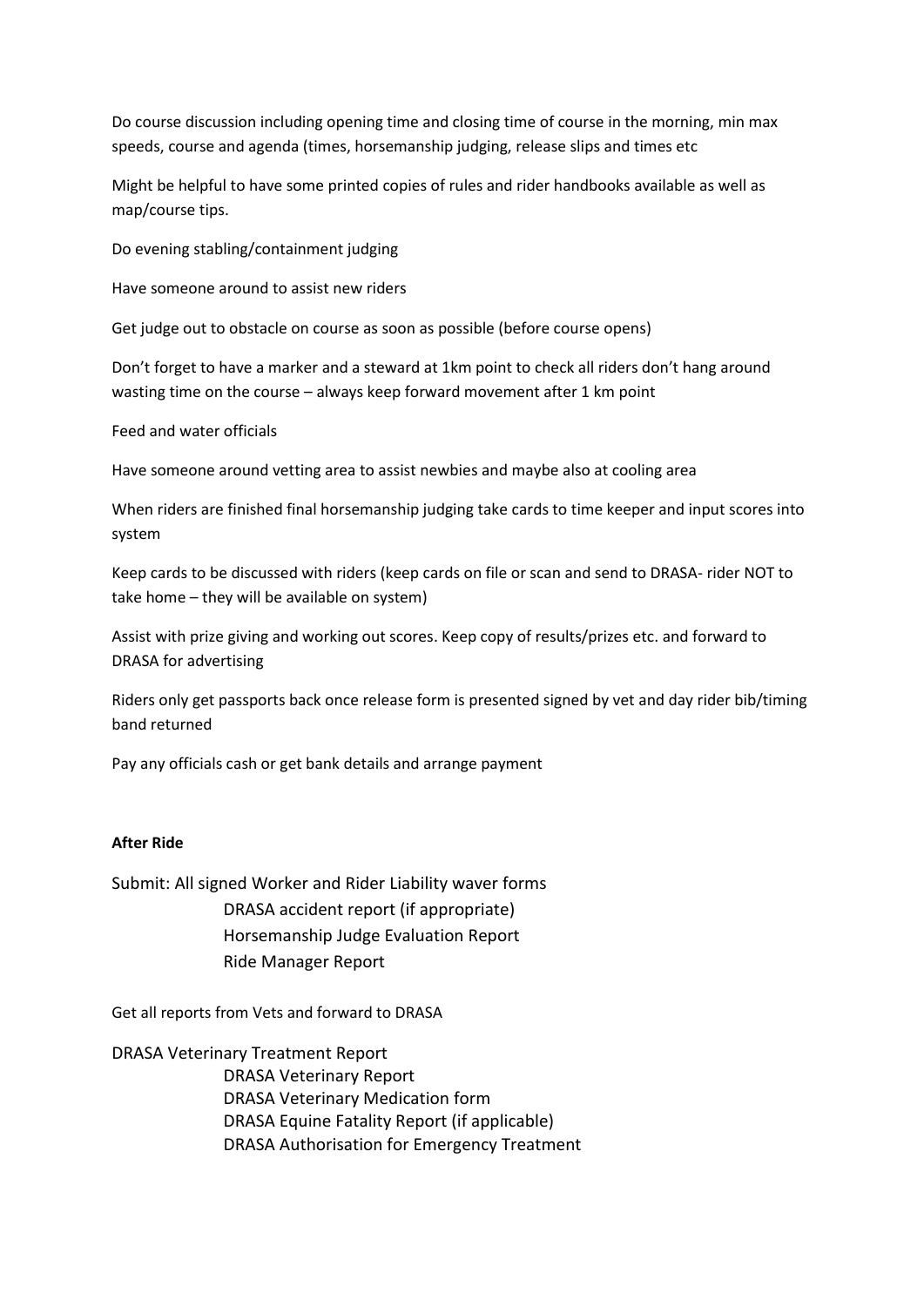Do course discussion including opening time and closing time of course in the morning, min max speeds, course and agenda (times, horsemanship judging, release slips and times etc

Might be helpful to have some printed copies of rules and rider handbooks available as well as map/course tips.

Do evening stabling/containment judging

Have someone around to assist new riders

Get judge out to obstacle on course as soon as possible (before course opens)

Don't forget to have a marker and a steward at 1km point to check all riders don't hang around wasting time on the course – always keep forward movement after 1 km point

Feed and water officials

Have someone around vetting area to assist newbies and maybe also at cooling area

When riders are finished final horsemanship judging take cards to time keeper and input scores into system

Keep cards to be discussed with riders (keep cards on file or scan and send to DRASA- rider NOT to take home – they will be available on system)

Assist with prize giving and working out scores. Keep copy of results/prizes etc. and forward to DRASA for advertising

Riders only get passports back once release form is presented signed by vet and day rider bib/timing band returned

Pay any officials cash or get bank details and arrange payment

**After Ride**

Submit: All signed Worker and Rider Liability waver forms
- DRASA accident report (if appropriate)
- Horsemanship Judge Evaluation Report
- Ride Manager Report

Get all reports from Vets and forward to DRASA

DRASA Veterinary Treatment Report
- DRASA Veterinary Report
- DRASA Veterinary Medication form
- DRASA Equine Fatality Report (if applicable)
- DRASA Authorisation for Emergency Treatment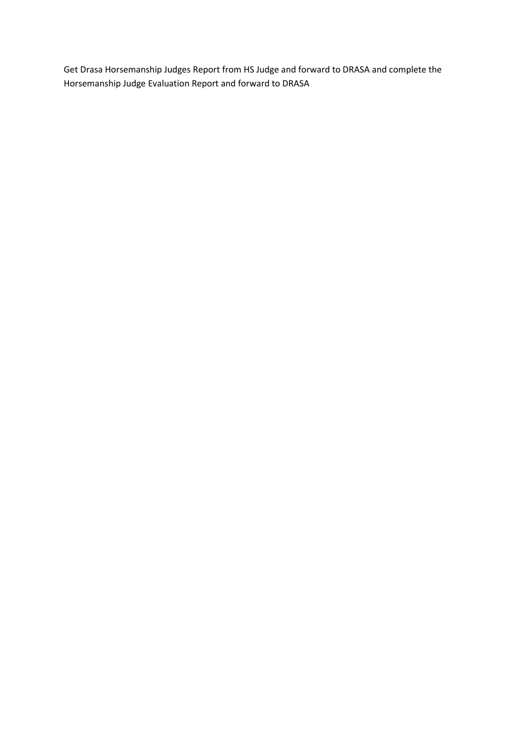Get Drasa Horsemanship Judges Report from HS Judge and forward to DRASA and complete the Horsemanship Judge Evaluation Report and forward to DRASA